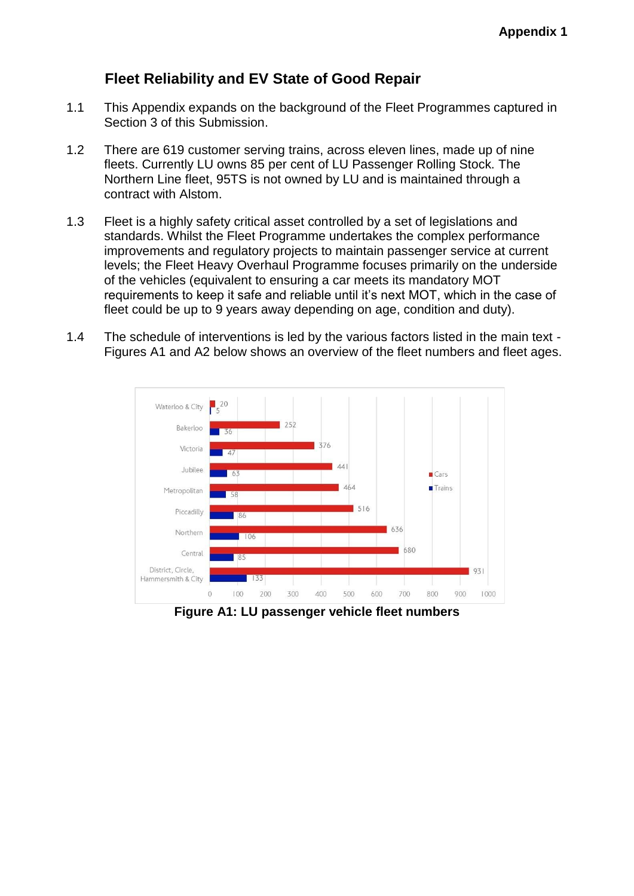# Fleet Reliability and EV State of Good Repair

1.1 This Appendix expands on the background of the Fleet Programmes captured in Section 3 of this Submission.

1.2 There are 619 customer serving trains, across eleven lines, made up of nine fleets. Currently LU owns 85 per cent of LU Passenger Rolling Stock. The Northern Line fleet, 95TS is not owned by LU and is maintained through a contract with Alstom.

1.3 Fleet is a highly safety critical asset controlled by a set of legislations and standards. Whilst the Fleet Programme undertakes the complex performance improvements and regulatory projects to maintain passenger service at current levels; the Fleet Heavy Overhaul Programme focuses primarily on the underside of the vehicles (equivalent to ensuring a car meets its mandatory MOT requirements to keep it safe and reliable until it's next MOT, which in the case of fleet could be up to 9 years away depending on age, condition and duty).

1.4 The schedule of interventions is led by the various factors listed in the main text - Figures A1 and A2 below shows an overview of the fleet numbers and fleet ages.

| Line | Cars | Trains |
|---|---|---|
| Waterloo & City | 20 | 5 |
| Bakerloo | 252 | 36 |
| Victoria | 376 | 47 |
| Jubilee | 441 | 63 |
| Metropolitan | 464 | 58 |
| Piccadilly | 516 | 86 |
| Northern | 636 | 106 |
| Central | 680 | 85 |
| District, Circle, Hammersmith & City | 931 | 133 |

**Figure A1: LU passenger vehicle fleet numbers**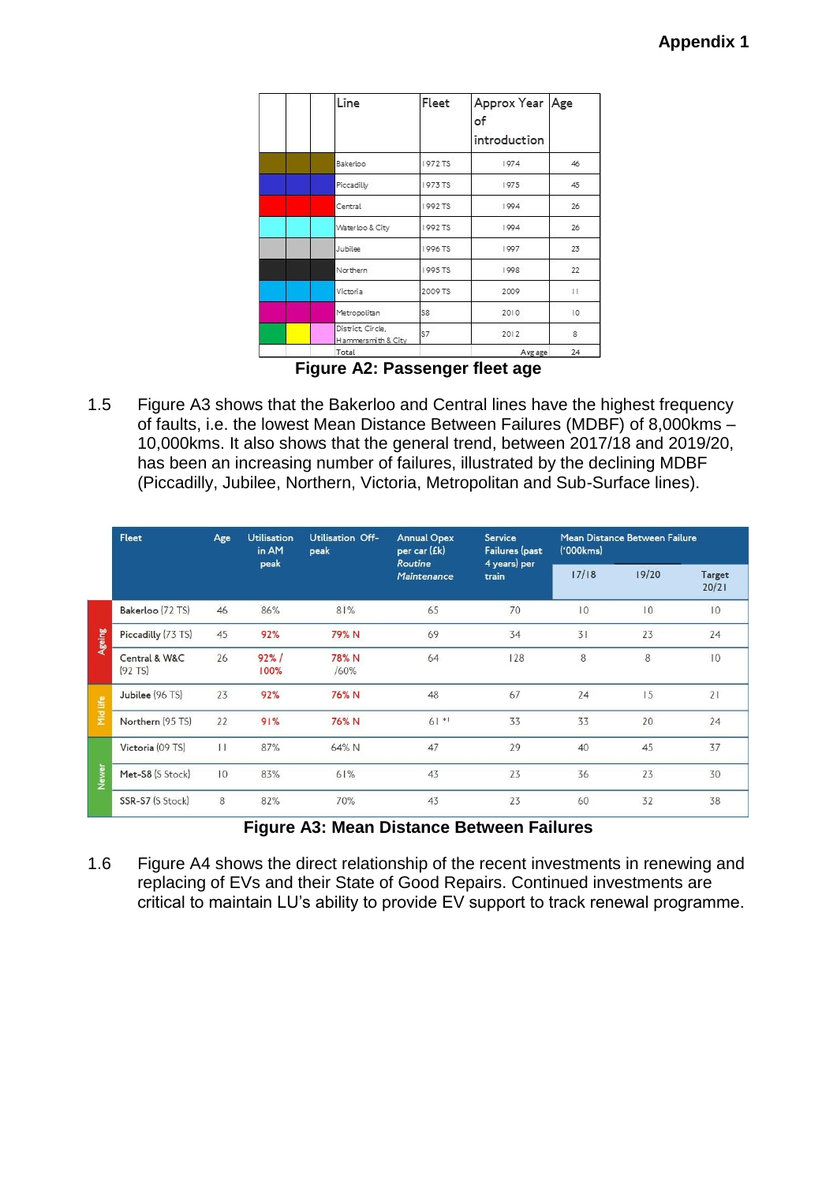**Appendix 1**

| | | | Line | Fleet | Approx Year of introduction | Age |
|---|---|---|---|---|---|---|
| | | | Bakerloo | 1972 TS | 1974 | 46 |
| | | | Piccadilly | 1973 TS | 1975 | 45 |
| | | | Central | 1992 TS | 1994 | 26 |
| | | | Waterloo & City | 1992 TS | 1994 | 26 |
| | | | Jubilee | 1996 TS | 1997 | 23 |
| | | | Northern | 1995 TS | 1998 | 22 |
| | | | Victoria | 2009 TS | 2009 | 11 |
| | | | Metropolitan | S8 | 2010 | 10 |
| | | | District, Circle, Hammersmith & City | S7 | 2012 | 8 |
| | | | Total | | Avg age | 24 |

**Figure A2: Passenger fleet age**

1.5 Figure A3 shows that the Bakerloo and Central lines have the highest frequency of faults, i.e. the lowest Mean Distance Between Failures (MDBF) of 8,000kms – 10,000kms. It also shows that the general trend, between 2017/18 and 2019/20, has been an increasing number of failures, illustrated by the declining MDBF (Piccadilly, Jubilee, Northern, Victoria, Metropolitan and Sub-Surface lines).

| | Fleet | Age | Utilisation in AM peak | Utilisation Off-peak | Annual Opex per car (£k) *Routine Maintenance* | Service Failures (past 4 years) per train | Mean Distance Between Failure ('000kms) | | |
|---|---|---|---|---|---|---|---|---|---|
| | | | | | | | 17/18 | 19/20 | Target 20/21 |
| Ageing | Bakerloo (72 TS) | 46 | 86% | 81% | 65 | 70 | 10 | 10 | 10 |
| Ageing | Piccadilly (73 TS) | 45 | 92% | 79% N | 69 | 34 | 31 | 23 | 24 |
| Ageing | Central & W&C (92 TS) | 26 | 92% / 100% | 78% N /60% | 64 | 128 | 8 | 8 | 10 |
| Mid life | Jubilee (96 TS) | 23 | 92% | 76% N | 48 | 67 | 24 | 15 | 21 |
| Mid life | Northern (95 TS) | 22 | 91% | 76% N | 61 *1 | 33 | 33 | 20 | 24 |
| Newer | Victoria (09 TS) | 11 | 87% | 64% N | 47 | 29 | 40 | 45 | 37 |
| Newer | Met-S8 (S Stock) | 10 | 83% | 61% | 43 | 23 | 36 | 23 | 30 |
| Newer | SSR-S7 (S Stock) | 8 | 82% | 70% | 43 | 23 | 60 | 32 | 38 |

**Figure A3: Mean Distance Between Failures**

1.6 Figure A4 shows the direct relationship of the recent investments in renewing and replacing of EVs and their State of Good Repairs. Continued investments are critical to maintain LU's ability to provide EV support to track renewal programme.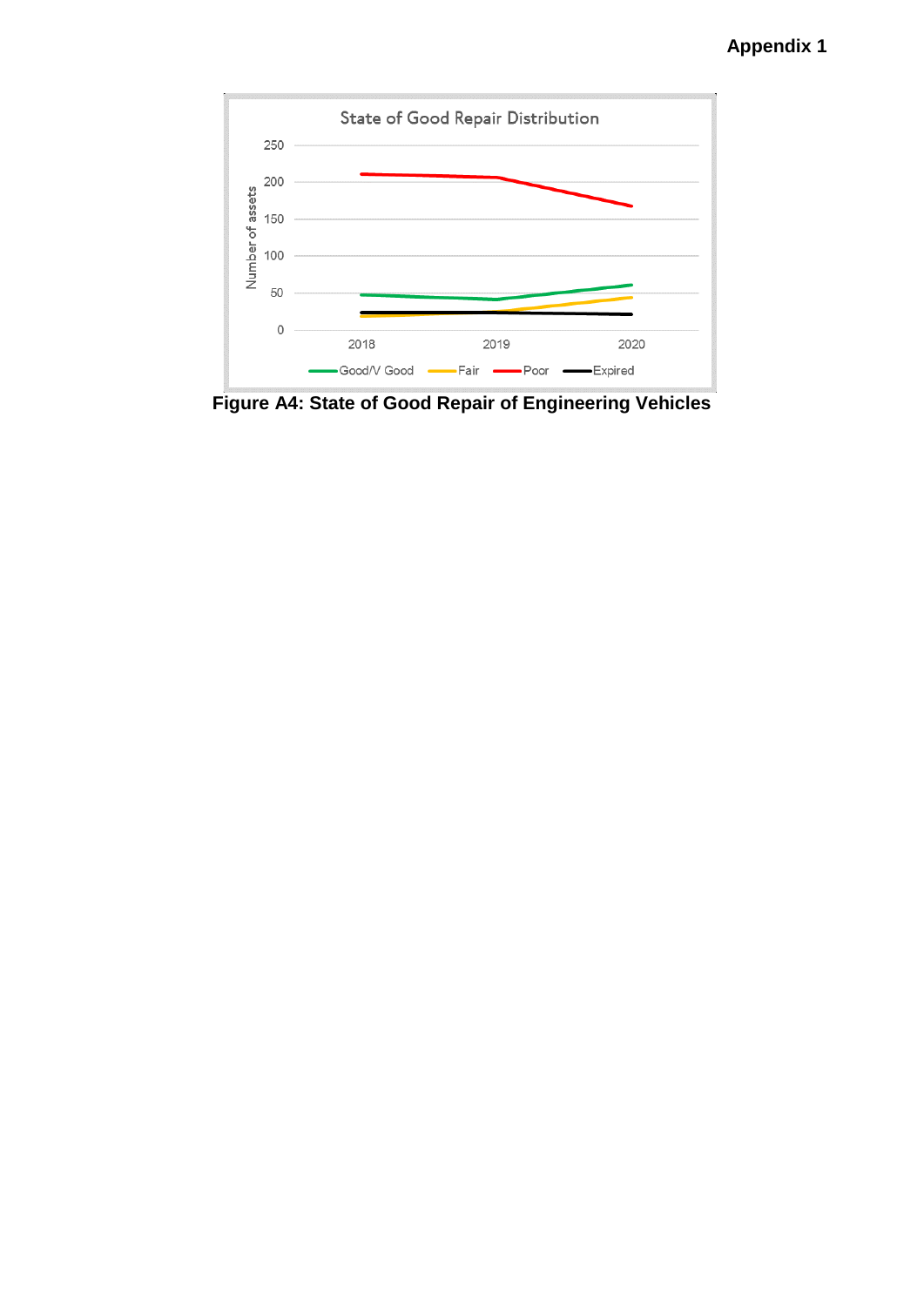Appendix 1

State of Good Repair Distribution

Number of assets

250
200
150
100
50
0

2018
2019
2020

Good/V Good
Fair
Poor
Expired

**Figure A4: State of Good Repair of Engineering Vehicles**